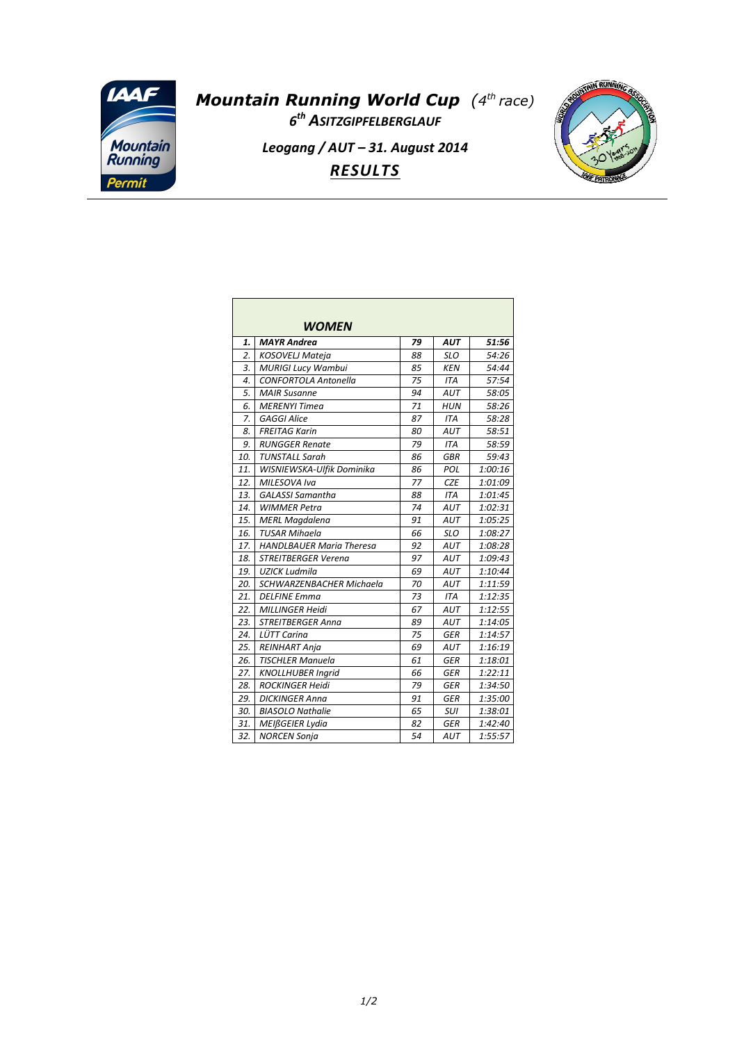# *Mountain Running World Cup* *(4th race)*

## 6th ASITZGIPFELBERGLAUF

**Leogang / AUT – 31. August 2014**

## ***RESULTS***

| ***WOMEN*** | | | | |
|---|---|---|---|---|
| ***1.*** | ***MAYR Andrea*** | ***79*** | ***AUT*** | ***51:56*** |
| *2.* | *KOSOVELJ Mateja* | *88* | *SLO* | *54:26* |
| *3.* | *MURIGI Lucy Wambui* | *85* | *KEN* | *54:44* |
| *4.* | *CONFORTOLA Antonella* | *75* | *ITA* | *57:54* |
| *5.* | *MAIR Susanne* | *94* | *AUT* | *58:05* |
| *6.* | *MERENYI Timea* | *71* | *HUN* | *58:26* |
| *7.* | *GAGGI Alice* | *87* | *ITA* | *58:28* |
| *8.* | *FREITAG Karin* | *80* | *AUT* | *58:51* |
| *9.* | *RUNGGER Renate* | *79* | *ITA* | *58:59* |
| *10.* | *TUNSTALL Sarah* | *86* | *GBR* | *59:43* |
| *11.* | *WISNIEWSKA-Ulfik Dominika* | *86* | *POL* | *1:00:16* |
| *12.* | *MILESOVA Iva* | *77* | *CZE* | *1:01:09* |
| *13.* | *GALASSI Samantha* | *88* | *ITA* | *1:01:45* |
| *14.* | *WIMMER Petra* | *74* | *AUT* | *1:02:31* |
| *15.* | *MERL Magdalena* | *91* | *AUT* | *1:05:25* |
| *16.* | *TUSAR Mihaela* | *66* | *SLO* | *1:08:27* |
| *17.* | *HANDLBAUER Maria Theresa* | *92* | *AUT* | *1:08:28* |
| *18.* | *STREITBERGER Verena* | *97* | *AUT* | *1:09:43* |
| *19.* | *UZICK Ludmila* | *69* | *AUT* | *1:10:44* |
| *20.* | *SCHWARZENBACHER Michaela* | *70* | *AUT* | *1:11:59* |
| *21.* | *DELFINE Emma* | *73* | *ITA* | *1:12:35* |
| *22.* | *MILLINGER Heidi* | *67* | *AUT* | *1:12:55* |
| *23.* | *STREITBERGER Anna* | *89* | *AUT* | *1:14:05* |
| *24.* | *LÜTT Carina* | *75* | *GER* | *1:14:57* |
| *25.* | *REINHART Anja* | *69* | *AUT* | *1:16:19* |
| *26.* | *TISCHLER Manuela* | *61* | *GER* | *1:18:01* |
| *27.* | *KNOLLHUBER Ingrid* | *66* | *GER* | *1:22:11* |
| *28.* | *ROCKINGER Heidi* | *79* | *GER* | *1:34:50* |
| *29.* | *DICKINGER Anna* | *91* | *GER* | *1:35:00* |
| *30.* | *BIASOLO Nathalie* | *65* | *SUI* | *1:38:01* |
| *31.* | *MEIßGEIER Lydia* | *82* | *GER* | *1:42:40* |
| *32.* | *NORCEN Sonja* | *54* | *AUT* | *1:55:57* |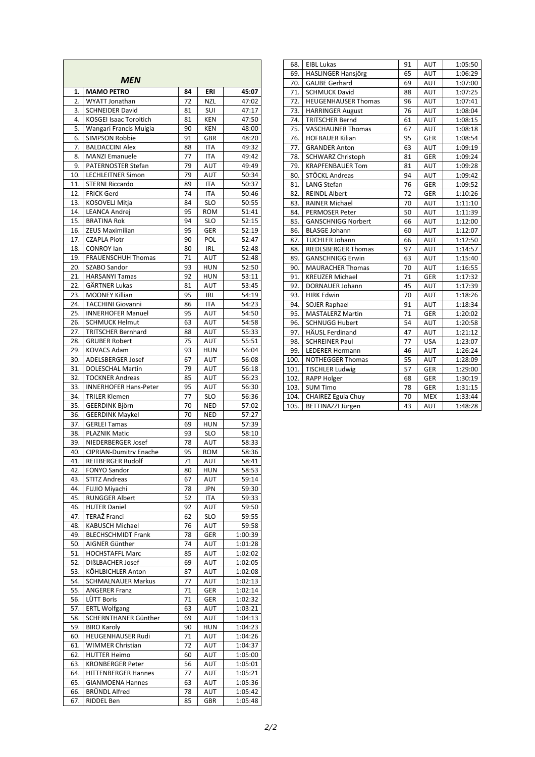## *MEN*

| | | | | |
|---|---|---|---|---|
| **1.** | **MAMO PETRO** | **84** | **ERI** | **45:07** |
| 2. | WYATT Jonathan | 72 | NZL | 47:02 |
| 3. | SCHNEIDER David | 81 | SUI | 47:17 |
| 4. | KOSGEI Isaac Toroitich | 81 | KEN | 47:50 |
| 5. | Wangari Francis Muigia | 90 | KEN | 48:00 |
| 6. | SIMPSON Robbie | 91 | GBR | 48:20 |
| 7. | BALDACCINI Alex | 88 | ITA | 49:32 |
| 8. | MANZI Emanuele | 77 | ITA | 49:42 |
| 9. | PATERNOSTER Stefan | 79 | AUT | 49:49 |
| 10. | LECHLEITNER Simon | 79 | AUT | 50:34 |
| 11. | STERNI Riccardo | 89 | ITA | 50:37 |
| 12. | FRICK Gerd | 74 | ITA | 50:46 |
| 13. | KOSOVELJ Mitja | 84 | SLO | 50:55 |
| 14. | LEANCA Andrej | 95 | ROM | 51:41 |
| 15. | BRATINA Rok | 94 | SLO | 52:15 |
| 16. | ZEUS Maximilian | 95 | GER | 52:19 |
| 17. | CZAPLA Piotr | 90 | POL | 52:47 |
| 18. | CONROY Ian | 80 | IRL | 52:48 |
| 19. | FRAUENSCHUH Thomas | 71 | AUT | 52:48 |
| 20. | SZABO Sandor | 93 | HUN | 52:50 |
| 21. | HARSANYI Tamas | 92 | HUN | 53:11 |
| 22. | GÄRTNER Lukas | 81 | AUT | 53:45 |
| 23. | MOONEY Killian | 95 | IRL | 54:19 |
| 24. | TACCHINI Giovanni | 86 | ITA | 54:23 |
| 25. | INNERHOFER Manuel | 95 | AUT | 54:50 |
| 26. | SCHMUCK Helmut | 63 | AUT | 54:58 |
| 27. | TRITSCHER Bernhard | 88 | AUT | 55:33 |
| 28. | GRUBER Robert | 75 | AUT | 55:51 |
| 29. | KOVACS Adam | 93 | HUN | 56:04 |
| 30. | ADELSBERGER Josef | 67 | AUT | 56:08 |
| 31. | DOLESCHAL Martin | 79 | AUT | 56:18 |
| 32. | TOCKNER Andreas | 85 | AUT | 56:23 |
| 33. | INNERHOFER Hans-Peter | 95 | AUT | 56:30 |
| 34. | TRILER Klemen | 77 | SLO | 56:36 |
| 35. | GEERDINK Björn | 70 | NED | 57:02 |
| 36. | GEERDINK Maykel | 70 | NED | 57:27 |
| 37. | GERLEI Tamas | 69 | HUN | 57:39 |
| 38. | PLAZNIK Matic | 93 | SLO | 58:10 |
| 39. | NIEDERBERGER Josef | 78 | AUT | 58:33 |
| 40. | CIPRIAN-Dumitrv Enache | 95 | ROM | 58:36 |
| 41. | REITBERGER Rudolf | 71 | AUT | 58:41 |
| 42. | FONYO Sandor | 80 | HUN | 58:53 |
| 43. | STITZ Andreas | 67 | AUT | 59:14 |
| 44. | FUJIO Miyachi | 78 | JPN | 59:30 |
| 45. | RUNGGER Albert | 52 | ITA | 59:33 |
| 46. | HUTER Daniel | 92 | AUT | 59:50 |
| 47. | TERAŽ Franci | 62 | SLO | 59:55 |
| 48. | KABUSCH Michael | 76 | AUT | 59:58 |
| 49. | BLECHSCHMIDT Frank | 78 | GER | 1:00:39 |
| 50. | AIGNER Günther | 74 | AUT | 1:01:28 |
| 51. | HOCHSTAFFL Marc | 85 | AUT | 1:02:02 |
| 52. | DIßLBACHER Josef | 69 | AUT | 1:02:05 |
| 53. | KÖHLBICHLER Anton | 87 | AUT | 1:02:08 |
| 54. | SCHMALNAUER Markus | 77 | AUT | 1:02:13 |
| 55. | ANGERER Franz | 71 | GER | 1:02:14 |
| 56. | LÜTT Boris | 71 | GER | 1:02:32 |
| 57. | ERTL Wolfgang | 63 | AUT | 1:03:21 |
| 58. | SCHERNTHANER Günther | 69 | AUT | 1:04:13 |
| 59. | BIRO Karoly | 90 | HUN | 1:04:23 |
| 60. | HEUGENHAUSER Rudi | 71 | AUT | 1:04:26 |
| 61. | WIMMER Christian | 72 | AUT | 1:04:37 |
| 62. | HUTTER Heimo | 60 | AUT | 1:05:00 |
| 63. | KRONBERGER Peter | 56 | AUT | 1:05:01 |
| 64. | HITTENBERGER Hannes | 77 | AUT | 1:05:21 |
| 65. | GIANMOENA Hannes | 63 | AUT | 1:05:36 |
| 66. | BRÜNDL Alfred | 78 | AUT | 1:05:42 |
| 67. | RIDDEL Ben | 85 | GBR | 1:05:48 |
| 68. | EIBL Lukas | 91 | AUT | 1:05:50 |
| 69. | HASLINGER Hansjörg | 65 | AUT | 1:06:29 |
| 70. | GAUBE Gerhard | 69 | AUT | 1:07:00 |
| 71. | SCHMUCK David | 88 | AUT | 1:07:25 |
| 72. | HEUGENHAUSER Thomas | 96 | AUT | 1:07:41 |
| 73. | HARRINGER August | 76 | AUT | 1:08:04 |
| 74. | TRITSCHER Bernd | 61 | AUT | 1:08:15 |
| 75. | VASCHAUNER Thomas | 67 | AUT | 1:08:18 |
| 76. | HOFBAUER Kilian | 95 | GER | 1:08:54 |
| 77. | GRANDER Anton | 63 | AUT | 1:09:19 |
| 78. | SCHWARZ Christoph | 81 | GER | 1:09:24 |
| 79. | KRAPFENBAUER Tom | 81 | AUT | 1:09:28 |
| 80. | STÖCKL Andreas | 94 | AUT | 1:09:42 |
| 81. | LANG Stefan | 76 | GER | 1:09:52 |
| 82. | REINDL Albert | 72 | GER | 1:10:26 |
| 83. | RAINER Michael | 70 | AUT | 1:11:10 |
| 84. | PERMOSER Peter | 50 | AUT | 1:11:39 |
| 85. | GANSCHNIGG Norbert | 66 | AUT | 1:12:00 |
| 86. | BLASGE Johann | 60 | AUT | 1:12:07 |
| 87. | TÜCHLER Johann | 66 | AUT | 1:12:50 |
| 88. | RIEDLSBERGER Thomas | 97 | AUT | 1:14:57 |
| 89. | GANSCHNIGG Erwin | 63 | AUT | 1:15:40 |
| 90. | MAURACHER Thomas | 70 | AUT | 1:16:55 |
| 91. | KREUZER Michael | 71 | GER | 1:17:32 |
| 92. | DORNAUER Johann | 45 | AUT | 1:17:39 |
| 93. | HIRK Edwin | 70 | AUT | 1:18:26 |
| 94. | SOJER Raphael | 91 | AUT | 1:18:34 |
| 95. | MASTALERZ Martin | 71 | GER | 1:20:02 |
| 96. | SCHNUGG Hubert | 54 | AUT | 1:20:58 |
| 97. | HÄUSL Ferdinand | 47 | AUT | 1:21:12 |
| 98. | SCHREINER Paul | 77 | USA | 1:23:07 |
| 99. | LEDERER Hermann | 46 | AUT | 1:26:24 |
| 100. | NOTHEGGER Thomas | 55 | AUT | 1:28:09 |
| 101. | TISCHLER Ludwig | 57 | GER | 1:29:00 |
| 102. | RAPP Holger | 68 | GER | 1:30:19 |
| 103. | SUM Timo | 78 | GER | 1:31:15 |
| 104. | CHAIREZ Eguia Chuy | 70 | MEX | 1:33:44 |
| 105. | BETTINAZZI Jürgen | 43 | AUT | 1:48:28 |